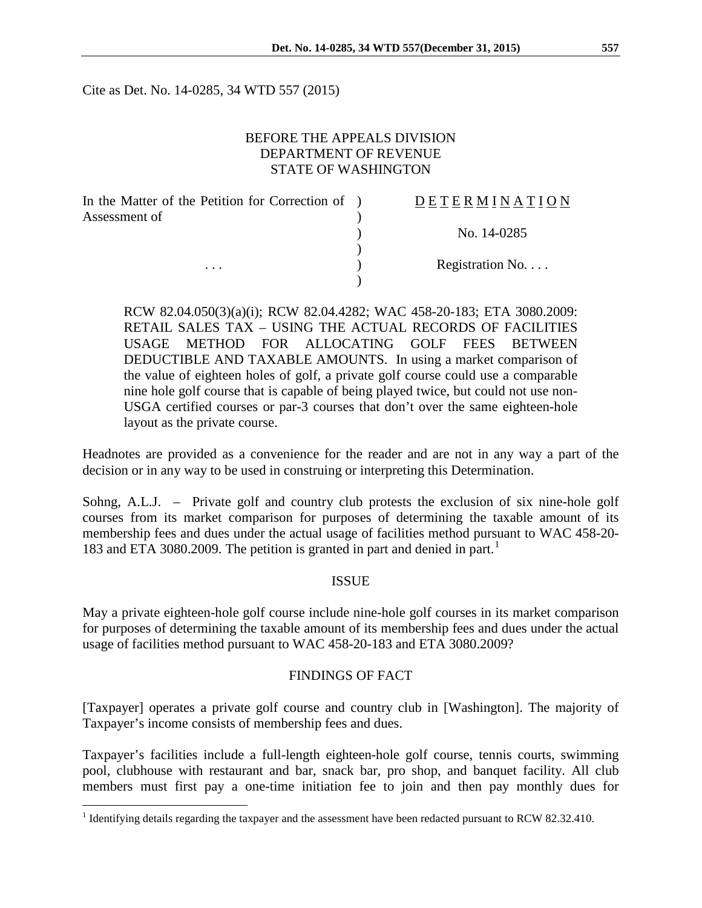Cite as Det. No. 14-0285, 34 WTD 557 (2015)

BEFORE THE APPEALS DIVISION
DEPARTMENT OF REVENUE
STATE OF WASHINGTON

| | |
|---|---|
| In the Matter of the Petition for Correction of Assessment of | D E T E R M I N A T I O N |
| | No. 14-0285 |
| . . . | Registration No. . . . |

RCW 82.04.050(3)(a)(i); RCW 82.04.4282; WAC 458-20-183; ETA 3080.2009: RETAIL SALES TAX – USING THE ACTUAL RECORDS OF FACILITIES USAGE METHOD FOR ALLOCATING GOLF FEES BETWEEN DEDUCTIBLE AND TAXABLE AMOUNTS. In using a market comparison of the value of eighteen holes of golf, a private golf course could use a comparable nine hole golf course that is capable of being played twice, but could not use non-USGA certified courses or par-3 courses that don't over the same eighteen-hole layout as the private course.

Headnotes are provided as a convenience for the reader and are not in any way a part of the decision or in any way to be used in construing or interpreting this Determination.

Sohng, A.L.J. – Private golf and country club protests the exclusion of six nine-hole golf courses from its market comparison for purposes of determining the taxable amount of its membership fees and dues under the actual usage of facilities method pursuant to WAC 458-20-183 and ETA 3080.2009. The petition is granted in part and denied in part.[1]

## ISSUE

May a private eighteen-hole golf course include nine-hole golf courses in its market comparison for purposes of determining the taxable amount of its membership fees and dues under the actual usage of facilities method pursuant to WAC 458-20-183 and ETA 3080.2009?

## FINDINGS OF FACT

[Taxpayer] operates a private golf course and country club in [Washington]. The majority of Taxpayer's income consists of membership fees and dues.

Taxpayer's facilities include a full-length eighteen-hole golf course, tennis courts, swimming pool, clubhouse with restaurant and bar, snack bar, pro shop, and banquet facility. All club members must first pay a one-time initiation fee to join and then pay monthly dues for

[1] Identifying details regarding the taxpayer and the assessment have been redacted pursuant to RCW 82.32.410.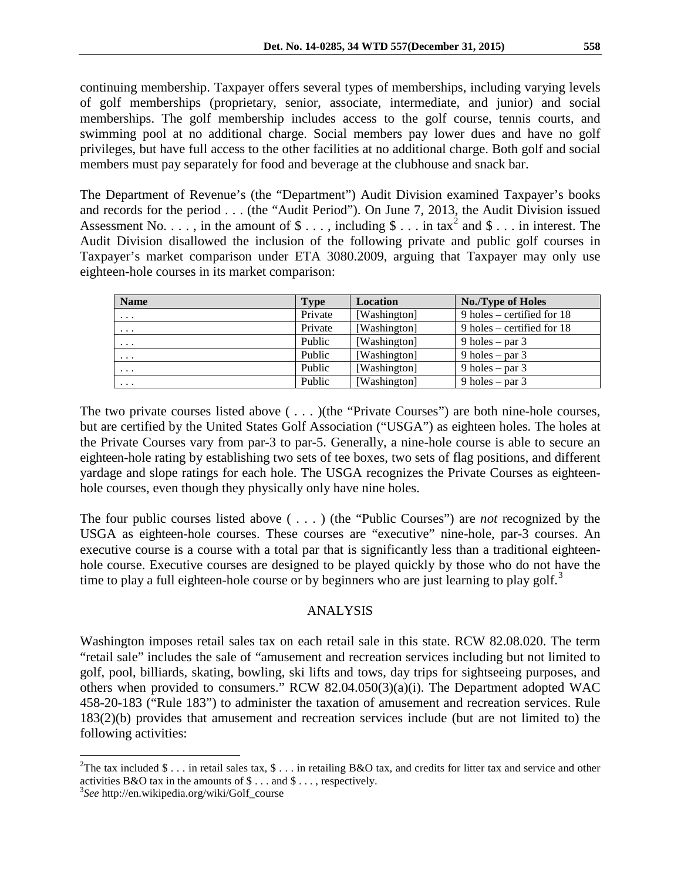continuing membership. Taxpayer offers several types of memberships, including varying levels of golf memberships (proprietary, senior, associate, intermediate, and junior) and social memberships. The golf membership includes access to the golf course, tennis courts, and swimming pool at no additional charge. Social members pay lower dues and have no golf privileges, but have full access to the other facilities at no additional charge. Both golf and social members must pay separately for food and beverage at the clubhouse and snack bar.

The Department of Revenue's (the "Department") Audit Division examined Taxpayer's books and records for the period . . . (the "Audit Period"). On June 7, 2013, the Audit Division issued Assessment No. . . . , in the amount of $ . . . , including $ . . . in tax[2] and $ . . . in interest. The Audit Division disallowed the inclusion of the following private and public golf courses in Taxpayer's market comparison under ETA 3080.2009, arguing that Taxpayer may only use eighteen-hole courses in its market comparison:

| Name | Type | Location | No./Type of Holes |
|---|---|---|---|
| . . . | Private | [Washington] | 9 holes – certified for 18 |
| . . . | Private | [Washington] | 9 holes – certified for 18 |
| . . . | Public | [Washington] | 9 holes – par 3 |
| . . . | Public | [Washington] | 9 holes – par 3 |
| . . . | Public | [Washington] | 9 holes – par 3 |
| . . . | Public | [Washington] | 9 holes – par 3 |

The two private courses listed above ( . . . )(the "Private Courses") are both nine-hole courses, but are certified by the United States Golf Association ("USGA") as eighteen holes. The holes at the Private Courses vary from par-3 to par-5. Generally, a nine-hole course is able to secure an eighteen-hole rating by establishing two sets of tee boxes, two sets of flag positions, and different yardage and slope ratings for each hole. The USGA recognizes the Private Courses as eighteen-hole courses, even though they physically only have nine holes.

The four public courses listed above ( . . . ) (the "Public Courses") are *not* recognized by the USGA as eighteen-hole courses. These courses are "executive" nine-hole, par-3 courses. An executive course is a course with a total par that is significantly less than a traditional eighteen-hole course. Executive courses are designed to be played quickly by those who do not have the time to play a full eighteen-hole course or by beginners who are just learning to play golf.[3]

## ANALYSIS

Washington imposes retail sales tax on each retail sale in this state. RCW 82.08.020. The term "retail sale" includes the sale of "amusement and recreation services including but not limited to golf, pool, billiards, skating, bowling, ski lifts and tows, day trips for sightseeing purposes, and others when provided to consumers." RCW 82.04.050(3)(a)(i). The Department adopted WAC 458-20-183 ("Rule 183") to administer the taxation of amusement and recreation services. Rule 183(2)(b) provides that amusement and recreation services include (but are not limited to) the following activities:

---

[2] The tax included $ . . . in retail sales tax, $ . . . in retailing B&O tax, and credits for litter tax and service and other activities B&O tax in the amounts of $ . . . and $ . . . , respectively.

[3] *See* http://en.wikipedia.org/wiki/Golf_course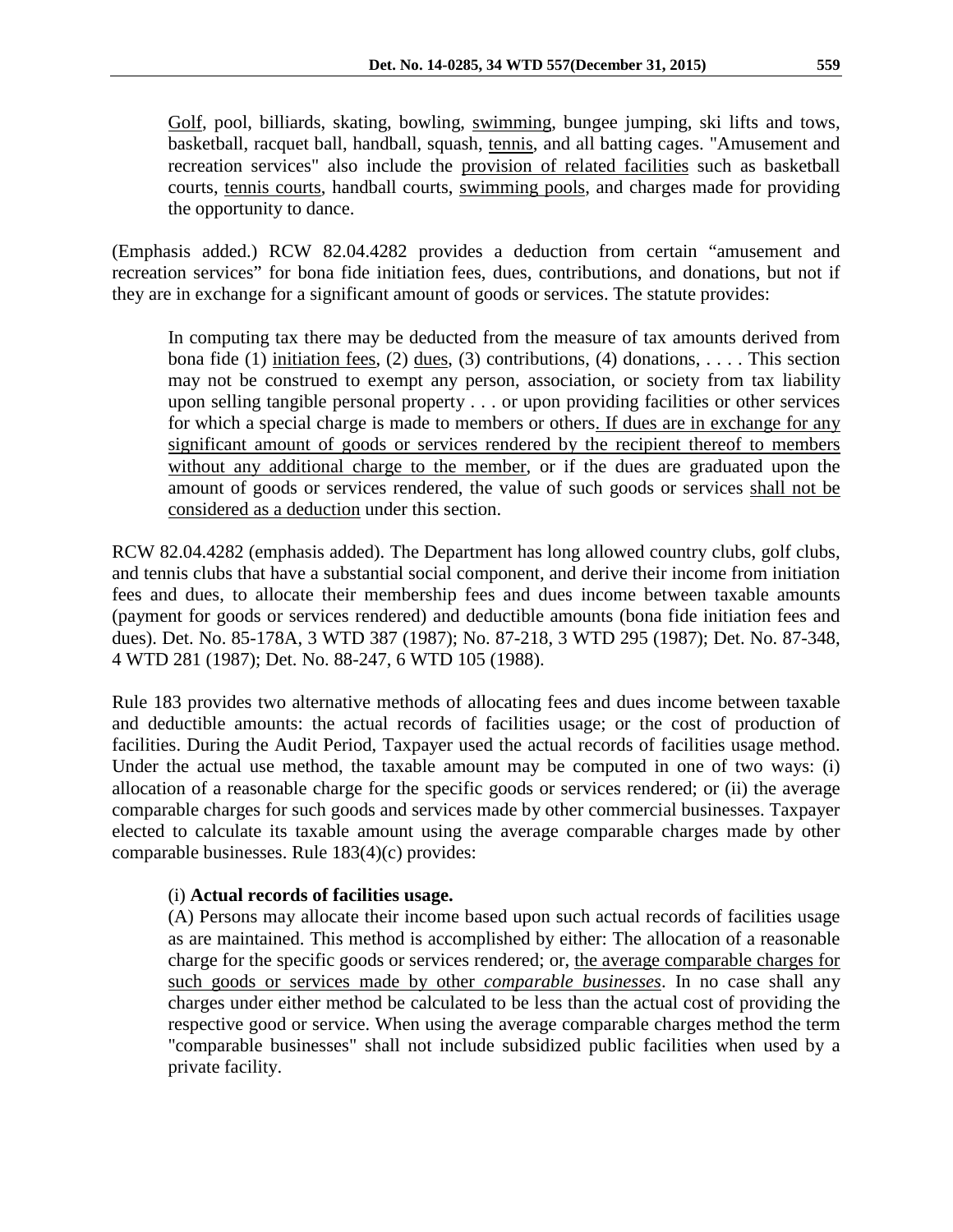> Golf, pool, billiards, skating, bowling, swimming, bungee jumping, ski lifts and tows, basketball, racquet ball, handball, squash, tennis, and all batting cages. "Amusement and recreation services" also include the provision of related facilities such as basketball courts, tennis courts, handball courts, swimming pools, and charges made for providing the opportunity to dance.

(Emphasis added.) RCW 82.04.4282 provides a deduction from certain "amusement and recreation services" for bona fide initiation fees, dues, contributions, and donations, but not if they are in exchange for a significant amount of goods or services. The statute provides:

> In computing tax there may be deducted from the measure of tax amounts derived from bona fide (1) initiation fees, (2) dues, (3) contributions, (4) donations, . . . . This section may not be construed to exempt any person, association, or society from tax liability upon selling tangible personal property . . . or upon providing facilities or other services for which a special charge is made to members or others. If dues are in exchange for any significant amount of goods or services rendered by the recipient thereof to members without any additional charge to the member, or if the dues are graduated upon the amount of goods or services rendered, the value of such goods or services shall not be considered as a deduction under this section.

RCW 82.04.4282 (emphasis added). The Department has long allowed country clubs, golf clubs, and tennis clubs that have a substantial social component, and derive their income from initiation fees and dues, to allocate their membership fees and dues income between taxable amounts (payment for goods or services rendered) and deductible amounts (bona fide initiation fees and dues). Det. No. 85-178A, 3 WTD 387 (1987); No. 87-218, 3 WTD 295 (1987); Det. No. 87-348, 4 WTD 281 (1987); Det. No. 88-247, 6 WTD 105 (1988).

Rule 183 provides two alternative methods of allocating fees and dues income between taxable and deductible amounts: the actual records of facilities usage; or the cost of production of facilities. During the Audit Period, Taxpayer used the actual records of facilities usage method. Under the actual use method, the taxable amount may be computed in one of two ways: (i) allocation of a reasonable charge for the specific goods or services rendered; or (ii) the average comparable charges for such goods and services made by other commercial businesses. Taxpayer elected to calculate its taxable amount using the average comparable charges made by other comparable businesses. Rule 183(4)(c) provides:

> (i) **Actual records of facilities usage.**
>
> (A) Persons may allocate their income based upon such actual records of facilities usage as are maintained. This method is accomplished by either: The allocation of a reasonable charge for the specific goods or services rendered; or, the average comparable charges for such goods or services made by other *comparable businesses*. In no case shall any charges under either method be calculated to be less than the actual cost of providing the respective good or service. When using the average comparable charges method the term "comparable businesses" shall not include subsidized public facilities when used by a private facility.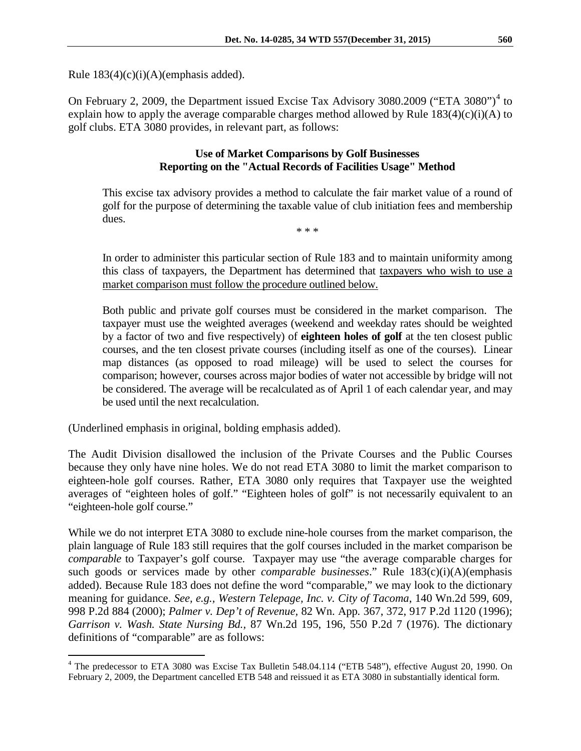Rule 183(4)(c)(i)(A)(emphasis added).

On February 2, 2009, the Department issued Excise Tax Advisory 3080.2009 ("ETA 3080")[4] to explain how to apply the average comparable charges method allowed by Rule 183(4)(c)(i)(A) to golf clubs. ETA 3080 provides, in relevant part, as follows:

> **Use of Market Comparisons by Golf Businesses Reporting on the "Actual Records of Facilities Usage" Method**
>
> This excise tax advisory provides a method to calculate the fair market value of a round of golf for the purpose of determining the taxable value of club initiation fees and membership dues.
>
> \* \* \*
>
> In order to administer this particular section of Rule 183 and to maintain uniformity among this class of taxpayers, the Department has determined that <u>taxpayers who wish to use a market comparison must follow the procedure outlined below.</u>
>
> Both public and private golf courses must be considered in the market comparison. The taxpayer must use the weighted averages (weekend and weekday rates should be weighted by a factor of two and five respectively) of **eighteen holes of golf** at the ten closest public courses, and the ten closest private courses (including itself as one of the courses). Linear map distances (as opposed to road mileage) will be used to select the courses for comparison; however, courses across major bodies of water not accessible by bridge will not be considered. The average will be recalculated as of April 1 of each calendar year, and may be used until the next recalculation.

(Underlined emphasis in original, bolding emphasis added).

The Audit Division disallowed the inclusion of the Private Courses and the Public Courses because they only have nine holes. We do not read ETA 3080 to limit the market comparison to eighteen-hole golf courses. Rather, ETA 3080 only requires that Taxpayer use the weighted averages of "eighteen holes of golf." "Eighteen holes of golf" is not necessarily equivalent to an "eighteen-hole golf course."

While we do not interpret ETA 3080 to exclude nine-hole courses from the market comparison, the plain language of Rule 183 still requires that the golf courses included in the market comparison be *comparable* to Taxpayer's golf course. Taxpayer may use "the average comparable charges for such goods or services made by other *comparable businesses*." Rule 183(c)(i)(A)(emphasis added). Because Rule 183 does not define the word "comparable," we may look to the dictionary meaning for guidance. *See, e.g., Western Telepage, Inc. v. City of Tacoma*, 140 Wn.2d 599, 609, 998 P.2d 884 (2000); *Palmer v. Dep't of Revenue*, 82 Wn. App. 367, 372, 917 P.2d 1120 (1996); *Garrison v. Wash. State Nursing Bd.*, 87 Wn.2d 195, 196, 550 P.2d 7 (1976). The dictionary definitions of "comparable" are as follows:

---

[4] The predecessor to ETA 3080 was Excise Tax Bulletin 548.04.114 ("ETB 548"), effective August 20, 1990. On February 2, 2009, the Department cancelled ETB 548 and reissued it as ETA 3080 in substantially identical form.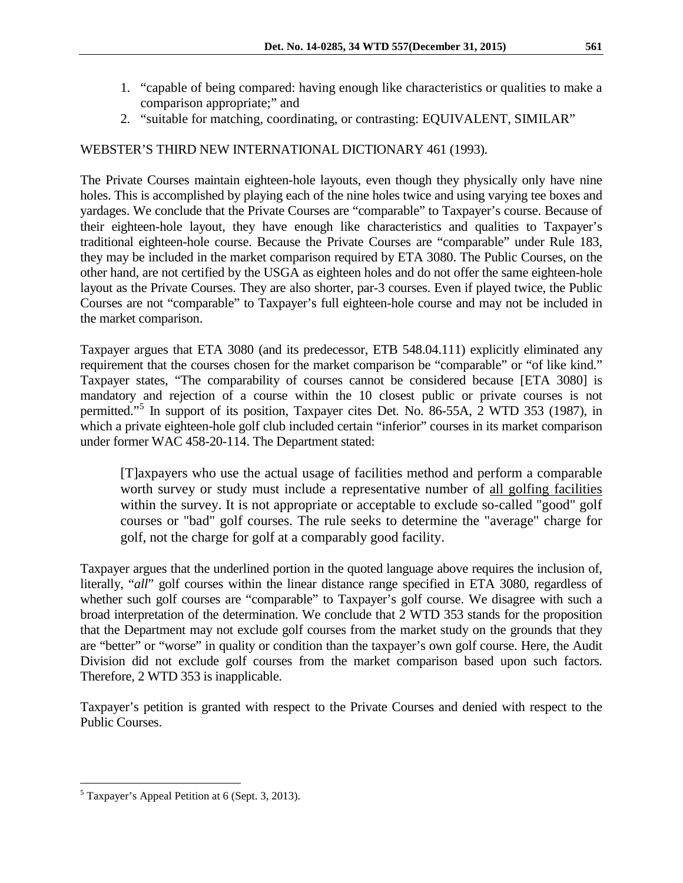1. "capable of being compared: having enough like characteristics or qualities to make a comparison appropriate;" and
2. "suitable for matching, coordinating, or contrasting: EQUIVALENT, SIMILAR"

WEBSTER'S THIRD NEW INTERNATIONAL DICTIONARY 461 (1993).

The Private Courses maintain eighteen-hole layouts, even though they physically only have nine holes. This is accomplished by playing each of the nine holes twice and using varying tee boxes and yardages. We conclude that the Private Courses are "comparable" to Taxpayer's course. Because of their eighteen-hole layout, they have enough like characteristics and qualities to Taxpayer's traditional eighteen-hole course. Because the Private Courses are "comparable" under Rule 183, they may be included in the market comparison required by ETA 3080. The Public Courses, on the other hand, are not certified by the USGA as eighteen holes and do not offer the same eighteen-hole layout as the Private Courses. They are also shorter, par-3 courses. Even if played twice, the Public Courses are not "comparable" to Taxpayer's full eighteen-hole course and may not be included in the market comparison.

Taxpayer argues that ETA 3080 (and its predecessor, ETB 548.04.111) explicitly eliminated any requirement that the courses chosen for the market comparison be "comparable" or "of like kind." Taxpayer states, "The comparability of courses cannot be considered because [ETA 3080] is mandatory and rejection of a course within the 10 closest public or private courses is not permitted."[5] In support of its position, Taxpayer cites Det. No. 86-55A, 2 WTD 353 (1987), in which a private eighteen-hole golf club included certain "inferior" courses in its market comparison under former WAC 458-20-114. The Department stated:

> [T]axpayers who use the actual usage of facilities method and perform a comparable worth survey or study must include a representative number of <u>all golfing facilities</u> within the survey. It is not appropriate or acceptable to exclude so-called "good" golf courses or "bad" golf courses. The rule seeks to determine the "average" charge for golf, not the charge for golf at a comparably good facility.

Taxpayer argues that the underlined portion in the quoted language above requires the inclusion of, literally, "*all*" golf courses within the linear distance range specified in ETA 3080, regardless of whether such golf courses are "comparable" to Taxpayer's golf course. We disagree with such a broad interpretation of the determination. We conclude that 2 WTD 353 stands for the proposition that the Department may not exclude golf courses from the market study on the grounds that they are "better" or "worse" in quality or condition than the taxpayer's own golf course. Here, the Audit Division did not exclude golf courses from the market comparison based upon such factors. Therefore, 2 WTD 353 is inapplicable.

Taxpayer's petition is granted with respect to the Private Courses and denied with respect to the Public Courses.

---

[5] Taxpayer's Appeal Petition at 6 (Sept. 3, 2013).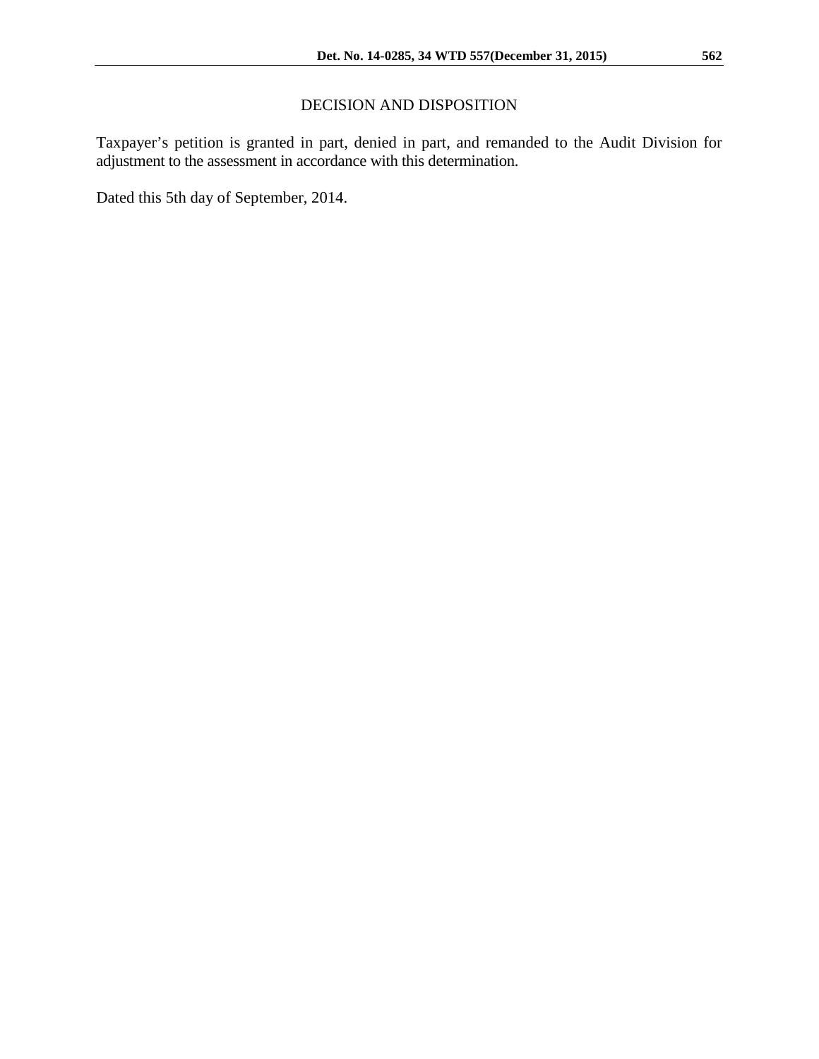## DECISION AND DISPOSITION

Taxpayer's petition is granted in part, denied in part, and remanded to the Audit Division for adjustment to the assessment in accordance with this determination.

Dated this 5th day of September, 2014.